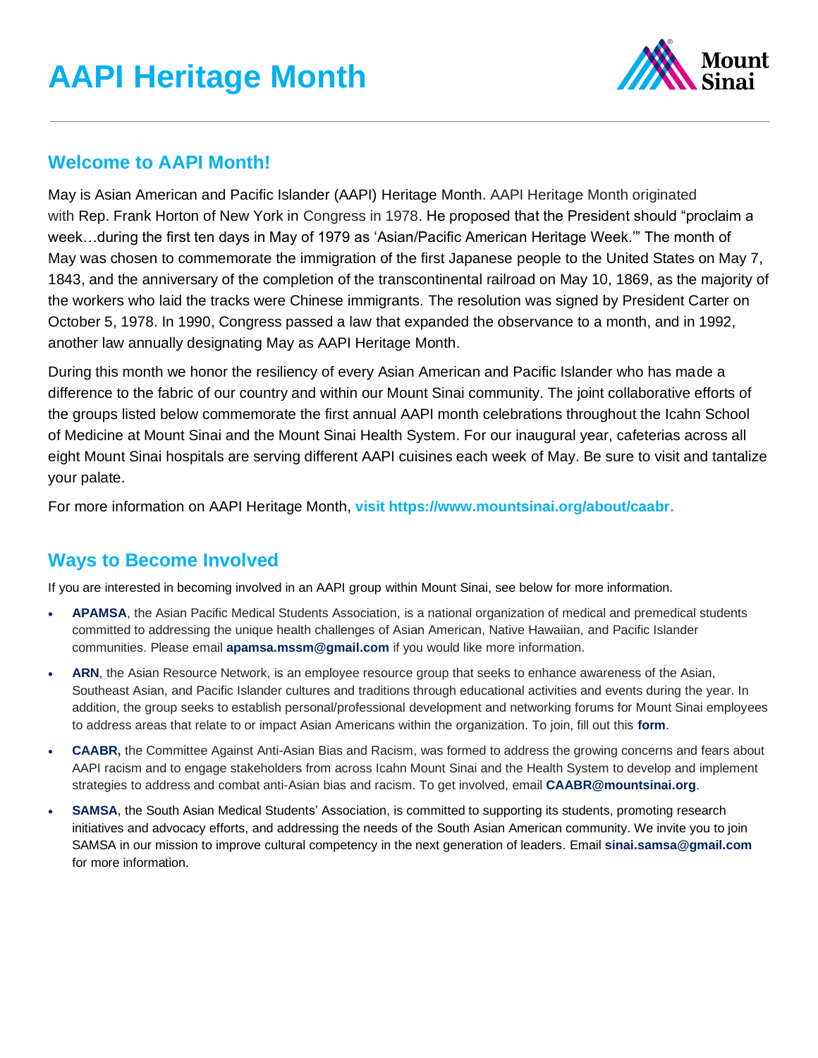# AAPI Heritage Month

## Welcome to AAPI Month!

May is Asian American and Pacific Islander (AAPI) Heritage Month. AAPI Heritage Month originated with Rep. Frank Horton of New York in Congress in 1978. He proposed that the President should "proclaim a week…during the first ten days in May of 1979 as 'Asian/Pacific American Heritage Week.'" The month of May was chosen to commemorate the immigration of the first Japanese people to the United States on May 7, 1843, and the anniversary of the completion of the transcontinental railroad on May 10, 1869, as the majority of the workers who laid the tracks were Chinese immigrants. The resolution was signed by President Carter on October 5, 1978. In 1990, Congress passed a law that expanded the observance to a month, and in 1992, another law annually designating May as AAPI Heritage Month.

During this month we honor the resiliency of every Asian American and Pacific Islander who has made a difference to the fabric of our country and within our Mount Sinai community. The joint collaborative efforts of the groups listed below commemorate the first annual AAPI month celebrations throughout the Icahn School of Medicine at Mount Sinai and the Mount Sinai Health System. For our inaugural year, cafeterias across all eight Mount Sinai hospitals are serving different AAPI cuisines each week of May. Be sure to visit and tantalize your palate.

For more information on AAPI Heritage Month, **visit https://www.mountsinai.org/about/caabr.**

## Ways to Become Involved

If you are interested in becoming involved in an AAPI group within Mount Sinai, see below for more information.

- **APAMSA**, the Asian Pacific Medical Students Association, is a national organization of medical and premedical students committed to addressing the unique health challenges of Asian American, Native Hawaiian, and Pacific Islander communities. Please email **apamsa.mssm@gmail.com** if you would like more information.
- **ARN**, the Asian Resource Network, is an employee resource group that seeks to enhance awareness of the Asian, Southeast Asian, and Pacific Islander cultures and traditions through educational activities and events during the year. In addition, the group seeks to establish personal/professional development and networking forums for Mount Sinai employees to address areas that relate to or impact Asian Americans within the organization. To join, fill out this **form**.
- **CAABR,** the Committee Against Anti-Asian Bias and Racism, was formed to address the growing concerns and fears about AAPI racism and to engage stakeholders from across Icahn Mount Sinai and the Health System to develop and implement strategies to address and combat anti-Asian bias and racism. To get involved, email **CAABR@mountsinai.org**.
- **SAMSA**, the South Asian Medical Students' Association, is committed to supporting its students, promoting research initiatives and advocacy efforts, and addressing the needs of the South Asian American community. We invite you to join SAMSA in our mission to improve cultural competency in the next generation of leaders. Email **sinai.samsa@gmail.com** for more information.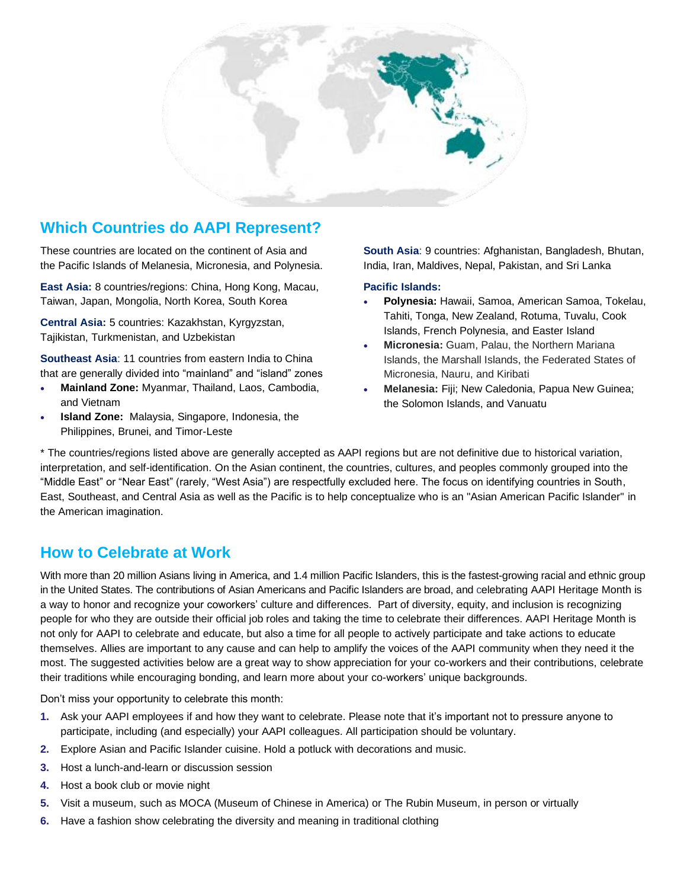## Which Countries do AAPI Represent?

These countries are located on the continent of Asia and the Pacific Islands of Melanesia, Micronesia, and Polynesia.

**East Asia:** 8 countries/regions: China, Hong Kong, Macau, Taiwan, Japan, Mongolia, North Korea, South Korea

**Central Asia:** 5 countries: Kazakhstan, Kyrgyzstan, Tajikistan, Turkmenistan, and Uzbekistan

**Southeast Asia**: 11 countries from eastern India to China that are generally divided into "mainland" and "island" zones

- **Mainland Zone:** Myanmar, Thailand, Laos, Cambodia, and Vietnam
- **Island Zone:** Malaysia, Singapore, Indonesia, the Philippines, Brunei, and Timor-Leste

**South Asia**: 9 countries: Afghanistan, Bangladesh, Bhutan, India, Iran, Maldives, Nepal, Pakistan, and Sri Lanka

**Pacific Islands:**

- **Polynesia:** Hawaii, Samoa, American Samoa, Tokelau, Tahiti, Tonga, New Zealand, Rotuma, Tuvalu, Cook Islands, French Polynesia, and Easter Island
- **Micronesia:** Guam, Palau, the Northern Mariana Islands, the Marshall Islands, the Federated States of Micronesia, Nauru, and Kiribati
- **Melanesia:** Fiji; New Caledonia, Papua New Guinea; the Solomon Islands, and Vanuatu

* The countries/regions listed above are generally accepted as AAPI regions but are not definitive due to historical variation, interpretation, and self-identification. On the Asian continent, the countries, cultures, and peoples commonly grouped into the "Middle East" or "Near East" (rarely, "West Asia") are respectfully excluded here. The focus on identifying countries in South, East, Southeast, and Central Asia as well as the Pacific is to help conceptualize who is an "Asian American Pacific Islander" in the American imagination.

## How to Celebrate at Work

With more than 20 million Asians living in America, and 1.4 million Pacific Islanders, this is the fastest-growing racial and ethnic group in the United States. The contributions of Asian Americans and Pacific Islanders are broad, and celebrating AAPI Heritage Month is a way to honor and recognize your coworkers' culture and differences. Part of diversity, equity, and inclusion is recognizing people for who they are outside their official job roles and taking the time to celebrate their differences. AAPI Heritage Month is not only for AAPI to celebrate and educate, but also a time for all people to actively participate and take actions to educate themselves. Allies are important to any cause and can help to amplify the voices of the AAPI community when they need it the most. The suggested activities below are a great way to show appreciation for your co-workers and their contributions, celebrate their traditions while encouraging bonding, and learn more about your co-workers' unique backgrounds.

Don't miss your opportunity to celebrate this month:

1. Ask your AAPI employees if and how they want to celebrate. Please note that it's important not to pressure anyone to participate, including (and especially) your AAPI colleagues. All participation should be voluntary.
2. Explore Asian and Pacific Islander cuisine. Hold a potluck with decorations and music.
3. Host a lunch-and-learn or discussion session
4. Host a book club or movie night
5. Visit a museum, such as MOCA (Museum of Chinese in America) or The Rubin Museum, in person or virtually
6. Have a fashion show celebrating the diversity and meaning in traditional clothing